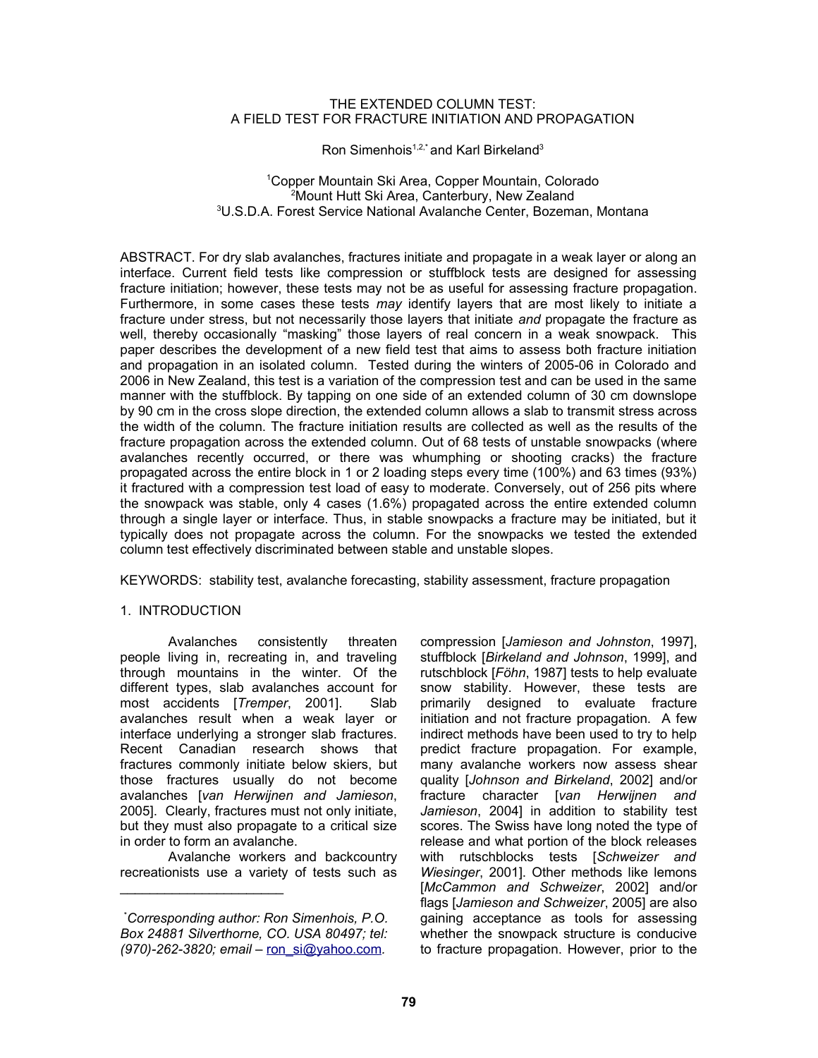# THE EXTENDED COLUMN TEST: A FIELD TEST FOR FRACTURE INITIATION AND PROPAGATION

Ron Simenhois[1,2,*] and Karl Birkeland[3]

[1]Copper Mountain Ski Area, Copper Mountain, Colorado
[2]Mount Hutt Ski Area, Canterbury, New Zealand
[3]U.S.D.A. Forest Service National Avalanche Center, Bozeman, Montana

ABSTRACT. For dry slab avalanches, fractures initiate and propagate in a weak layer or along an interface. Current field tests like compression or stuffblock tests are designed for assessing fracture initiation; however, these tests may not be as useful for assessing fracture propagation. Furthermore, in some cases these tests *may* identify layers that are most likely to initiate a fracture under stress, but not necessarily those layers that initiate *and* propagate the fracture as well, thereby occasionally "masking" those layers of real concern in a weak snowpack. This paper describes the development of a new field test that aims to assess both fracture initiation and propagation in an isolated column. Tested during the winters of 2005-06 in Colorado and 2006 in New Zealand, this test is a variation of the compression test and can be used in the same manner with the stuffblock. By tapping on one side of an extended column of 30 cm downslope by 90 cm in the cross slope direction, the extended column allows a slab to transmit stress across the width of the column. The fracture initiation results are collected as well as the results of the fracture propagation across the extended column. Out of 68 tests of unstable snowpacks (where avalanches recently occurred, or there was whumphing or shooting cracks) the fracture propagated across the entire block in 1 or 2 loading steps every time (100%) and 63 times (93%) it fractured with a compression test load of easy to moderate. Conversely, out of 256 pits where the snowpack was stable, only 4 cases (1.6%) propagated across the entire extended column through a single layer or interface. Thus, in stable snowpacks a fracture may be initiated, but it typically does not propagate across the column. For the snowpacks we tested the extended column test effectively discriminated between stable and unstable slopes.

KEYWORDS: stability test, avalanche forecasting, stability assessment, fracture propagation

## 1. INTRODUCTION

Avalanches consistently threaten people living in, recreating in, and traveling through mountains in the winter. Of the different types, slab avalanches account for most accidents [*Tremper*, 2001]. Slab avalanches result when a weak layer or interface underlying a stronger slab fractures. Recent Canadian research shows that fractures commonly initiate below skiers, but those fractures usually do not become avalanches [*van Herwijnen and Jamieson*, 2005]. Clearly, fractures must not only initiate, but they must also propagate to a critical size in order to form an avalanche.

Avalanche workers and backcountry recreationists use a variety of tests such as compression [*Jamieson and Johnston*, 1997], stuffblock [*Birkeland and Johnson*, 1999], and rutschblock [*Föhn*, 1987] tests to help evaluate snow stability. However, these tests are primarily designed to evaluate fracture initiation and not fracture propagation. A few indirect methods have been used to try to help predict fracture propagation. For example, many avalanche workers now assess shear quality [*Johnson and Birkeland*, 2002] and/or fracture character [*van Herwijnen and Jamieson*, 2004] in addition to stability test scores. The Swiss have long noted the type of release and what portion of the block releases with rutschblocks tests [*Schweizer and Wiesinger*, 2001]. Other methods like lemons [*McCammon and Schweizer*, 2002] and/or flags [*Jamieson and Schweizer*, 2005] are also gaining acceptance as tools for assessing whether the snowpack structure is conducive to fracture propagation. However, prior to the

---

*Corresponding author: Ron Simenhois, P.O. Box 24881 Silverthorne, CO. USA 80497; tel: (970)-262-3820; email – ron_si@yahoo.com.*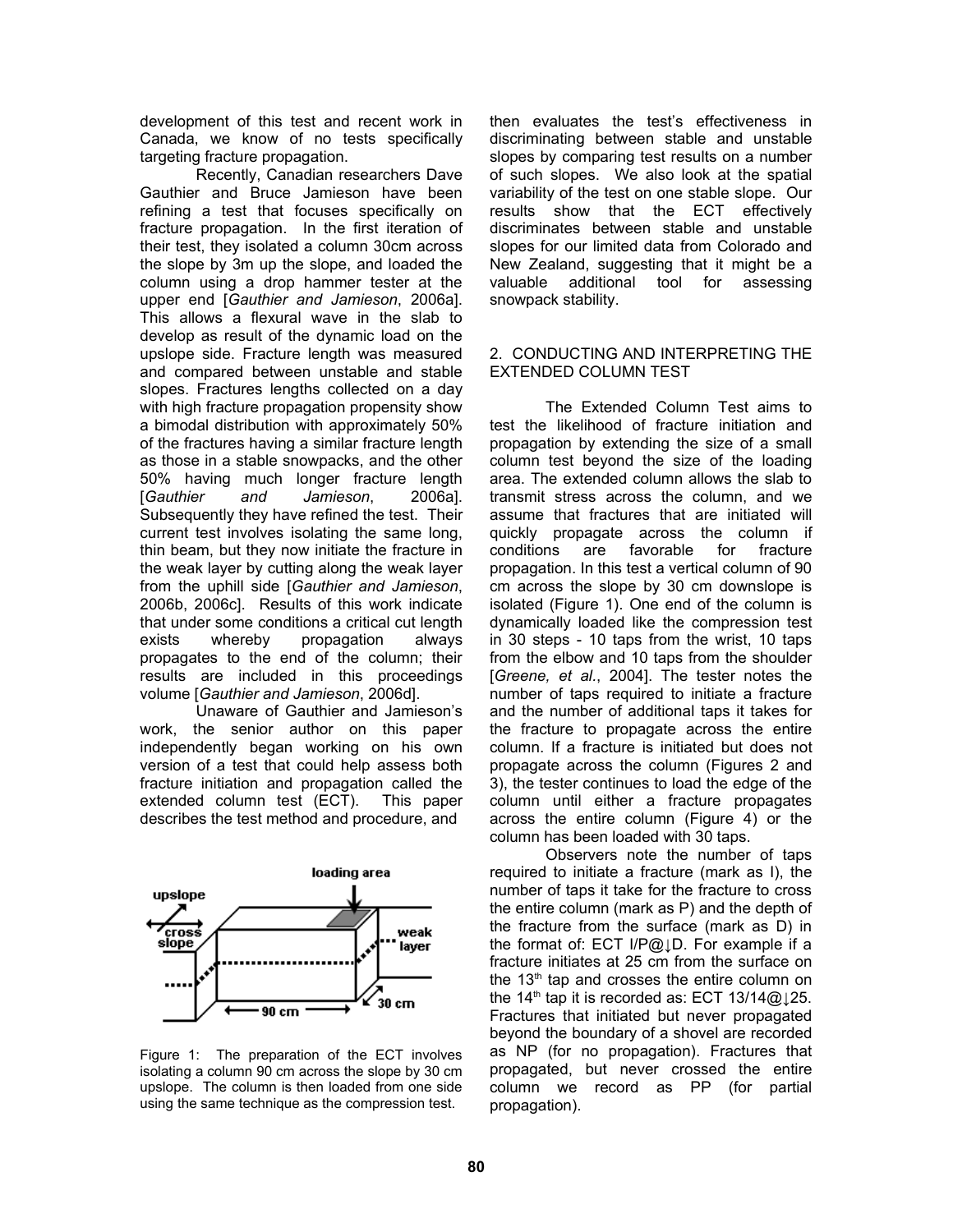development of this test and recent work in Canada, we know of no tests specifically targeting fracture propagation.

Recently, Canadian researchers Dave Gauthier and Bruce Jamieson have been refining a test that focuses specifically on fracture propagation. In the first iteration of their test, they isolated a column 30cm across the slope by 3m up the slope, and loaded the column using a drop hammer tester at the upper end [*Gauthier and Jamieson*, 2006a]. This allows a flexural wave in the slab to develop as result of the dynamic load on the upslope side. Fracture length was measured and compared between unstable and stable slopes. Fractures lengths collected on a day with high fracture propagation propensity show a bimodal distribution with approximately 50% of the fractures having a similar fracture length as those in a stable snowpacks, and the other 50% having much longer fracture length [*Gauthier and Jamieson*, 2006a]. Subsequently they have refined the test. Their current test involves isolating the same long, thin beam, but they now initiate the fracture in the weak layer by cutting along the weak layer from the uphill side [*Gauthier and Jamieson*, 2006b, 2006c]. Results of this work indicate that under some conditions a critical cut length exists whereby propagation always propagates to the end of the column; their results are included in this proceedings volume [*Gauthier and Jamieson*, 2006d].

Unaware of Gauthier and Jamieson's work, the senior author on this paper independently began working on his own version of a test that could help assess both fracture initiation and propagation called the extended column test (ECT). This paper describes the test method and procedure, and then evaluates the test's effectiveness in discriminating between stable and unstable slopes by comparing test results on a number of such slopes. We also look at the spatial variability of the test on one stable slope. Our results show that the ECT effectively discriminates between stable and unstable slopes for our limited data from Colorado and New Zealand, suggesting that it might be a valuable additional tool for assessing snowpack stability.

Figure 1: The preparation of the ECT involves isolating a column 90 cm across the slope by 30 cm upslope. The column is then loaded from one side using the same technique as the compression test.

## 2. CONDUCTING AND INTERPRETING THE EXTENDED COLUMN TEST

The Extended Column Test aims to test the likelihood of fracture initiation and propagation by extending the size of a small column test beyond the size of the loading area. The extended column allows the slab to transmit stress across the column, and we assume that fractures that are initiated will quickly propagate across the column if conditions are favorable for fracture propagation. In this test a vertical column of 90 cm across the slope by 30 cm downslope is isolated (Figure 1). One end of the column is dynamically loaded like the compression test in 30 steps - 10 taps from the wrist, 10 taps from the elbow and 10 taps from the shoulder [*Greene, et al.*, 2004]. The tester notes the number of taps required to initiate a fracture and the number of additional taps it takes for the fracture to propagate across the entire column. If a fracture is initiated but does not propagate across the column (Figures 2 and 3), the tester continues to load the edge of the column until either a fracture propagates across the entire column (Figure 4) or the column has been loaded with 30 taps.

Observers note the number of taps required to initiate a fracture (mark as I), the number of taps it take for the fracture to cross the entire column (mark as P) and the depth of the fracture from the surface (mark as D) in the format of: ECT I/P@↓D. For example if a fracture initiates at 25 cm from the surface on the 13th tap and crosses the entire column on the 14th tap it is recorded as: ECT 13/14@↓25. Fractures that initiated but never propagated beyond the boundary of a shovel are recorded as NP (for no propagation). Fractures that propagated, but never crossed the entire column we record as PP (for partial propagation).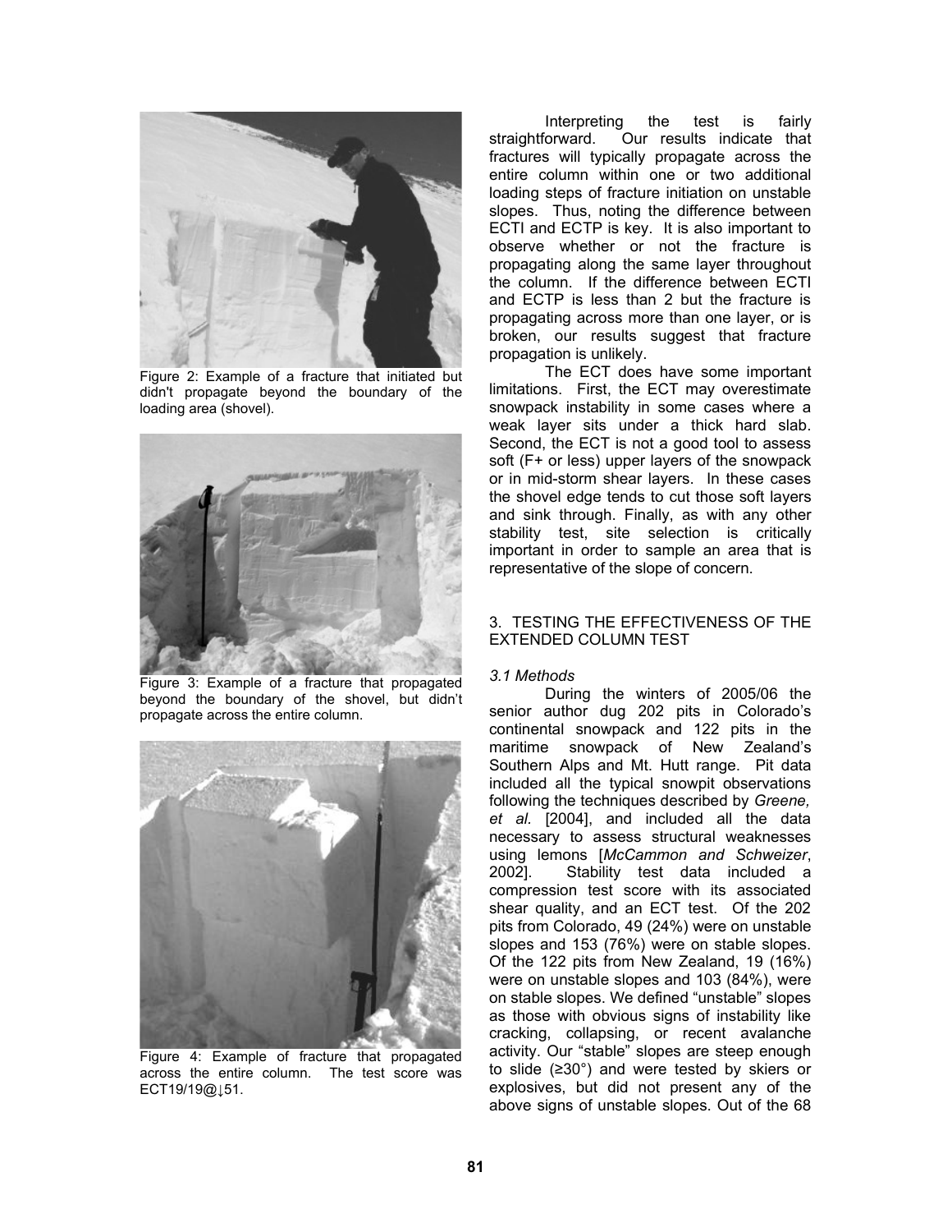Figure 2: Example of a fracture that initiated but didn't propagate beyond the boundary of the loading area (shovel).

Figure 3: Example of a fracture that propagated beyond the boundary of the shovel, but didn't propagate across the entire column.

Figure 4: Example of fracture that propagated across the entire column. The test score was ECT19/19@↓51.

Interpreting the test is fairly straightforward. Our results indicate that fractures will typically propagate across the entire column within one or two additional loading steps of fracture initiation on unstable slopes. Thus, noting the difference between ECTI and ECTP is key. It is also important to observe whether or not the fracture is propagating along the same layer throughout the column. If the difference between ECTI and ECTP is less than 2 but the fracture is propagating across more than one layer, or is broken, our results suggest that fracture propagation is unlikely.

The ECT does have some important limitations. First, the ECT may overestimate snowpack instability in some cases where a weak layer sits under a thick hard slab. Second, the ECT is not a good tool to assess soft (F+ or less) upper layers of the snowpack or in mid-storm shear layers. In these cases the shovel edge tends to cut those soft layers and sink through. Finally, as with any other stability test, site selection is critically important in order to sample an area that is representative of the slope of concern.

## 3. TESTING THE EFFECTIVENESS OF THE EXTENDED COLUMN TEST

### *3.1 Methods*

During the winters of 2005/06 the senior author dug 202 pits in Colorado's continental snowpack and 122 pits in the maritime snowpack of New Zealand's Southern Alps and Mt. Hutt range. Pit data included all the typical snowpit observations following the techniques described by *Greene, et al.* [2004], and included all the data necessary to assess structural weaknesses using lemons [*McCammon and Schweizer*, 2002]. Stability test data included a compression test score with its associated shear quality, and an ECT test. Of the 202 pits from Colorado, 49 (24%) were on unstable slopes and 153 (76%) were on stable slopes. Of the 122 pits from New Zealand, 19 (16%) were on unstable slopes and 103 (84%), were on stable slopes. We defined "unstable" slopes as those with obvious signs of instability like cracking, collapsing, or recent avalanche activity. Our "stable" slopes are steep enough to slide (≥30°) and were tested by skiers or explosives, but did not present any of the above signs of unstable slopes. Out of the 68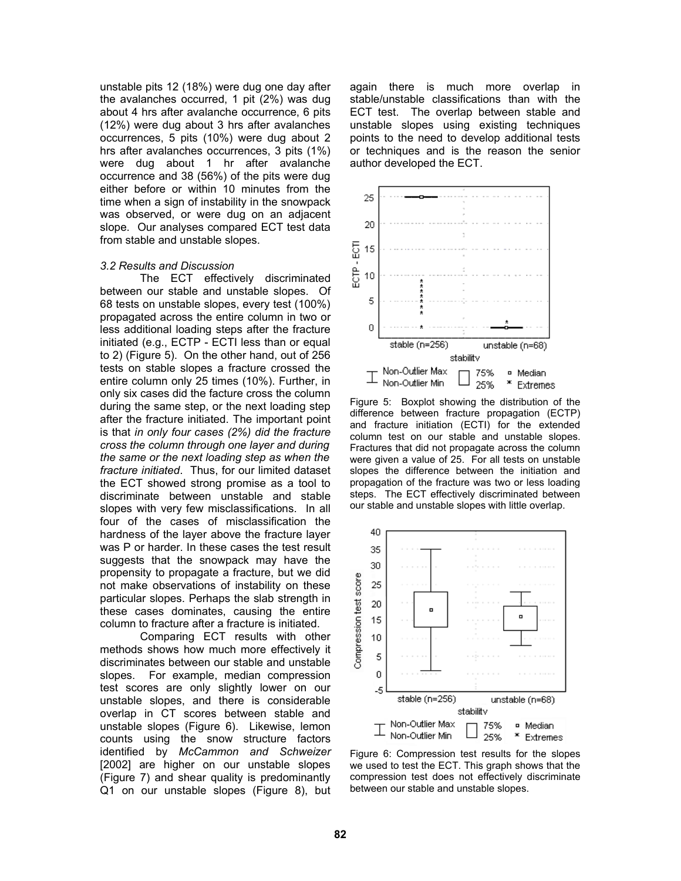unstable pits 12 (18%) were dug one day after the avalanches occurred, 1 pit (2%) was dug about 4 hrs after avalanche occurrence, 6 pits (12%) were dug about 3 hrs after avalanches occurrences, 5 pits (10%) were dug about 2 hrs after avalanches occurrences, 3 pits (1%) were dug about 1 hr after avalanche occurrence and 38 (56%) of the pits were dug either before or within 10 minutes from the time when a sign of instability in the snowpack was observed, or were dug on an adjacent slope. Our analyses compared ECT test data from stable and unstable slopes.

### *3.2 Results and Discussion*

The ECT effectively discriminated between our stable and unstable slopes. Of 68 tests on unstable slopes, every test (100%) propagated across the entire column in two or less additional loading steps after the fracture initiated (e.g., ECTP - ECTI less than or equal to 2) (Figure 5). On the other hand, out of 256 tests on stable slopes a fracture crossed the entire column only 25 times (10%). Further, in only six cases did the facture cross the column during the same step, or the next loading step after the fracture initiated. The important point is that *in only four cases (2%) did the fracture cross the column through one layer and during the same or the next loading step as when the fracture initiated*. Thus, for our limited dataset the ECT showed strong promise as a tool to discriminate between unstable and stable slopes with very few misclassifications. In all four of the cases of misclassification the hardness of the layer above the fracture layer was P or harder. In these cases the test result suggests that the snowpack may have the propensity to propagate a fracture, but we did not make observations of instability on these particular slopes. Perhaps the slab strength in these cases dominates, causing the entire column to fracture after a fracture is initiated.

Comparing ECT results with other methods shows how much more effectively it discriminates between our stable and unstable slopes. For example, median compression test scores are only slightly lower on our unstable slopes, and there is considerable overlap in CT scores between stable and unstable slopes (Figure 6). Likewise, lemon counts using the snow structure factors identified by *McCammon and Schweizer* [2002] are higher on our unstable slopes (Figure 7) and shear quality is predominantly Q1 on our unstable slopes (Figure 8), but again there is much more overlap in stable/unstable classifications than with the ECT test. The overlap between stable and unstable slopes using existing techniques points to the need to develop additional tests or techniques and is the reason the senior author developed the ECT.

Figure 5: Boxplot showing the distribution of the difference between fracture propagation (ECTP) and fracture initiation (ECTI) for the extended column test on our stable and unstable slopes. Fractures that did not propagate across the column were given a value of 25. For all tests on unstable slopes the difference between the initiation and propagation of the fracture was two or less loading steps. The ECT effectively discriminated between our stable and unstable slopes with little overlap.

Figure 6: Compression test results for the slopes we used to test the ECT. This graph shows that the compression test does not effectively discriminate between our stable and unstable slopes.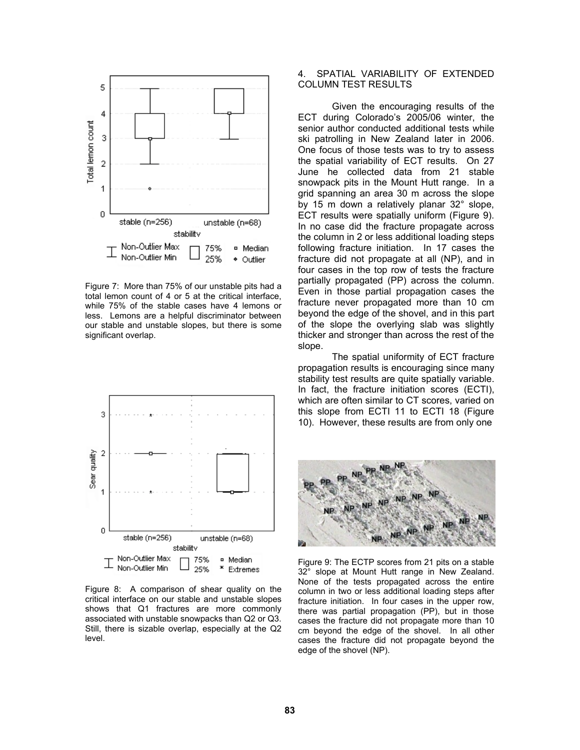Figure 7: More than 75% of our unstable pits had a total lemon count of 4 or 5 at the critical interface, while 75% of the stable cases have 4 lemons or less. Lemons are a helpful discriminator between our stable and unstable slopes, but there is some significant overlap.

Figure 8: A comparison of shear quality on the critical interface on our stable and unstable slopes shows that Q1 fractures are more commonly associated with unstable snowpacks than Q2 or Q3. Still, there is sizable overlap, especially at the Q2 level.

## 4. SPATIAL VARIABILITY OF EXTENDED COLUMN TEST RESULTS

Given the encouraging results of the ECT during Colorado's 2005/06 winter, the senior author conducted additional tests while ski patrolling in New Zealand later in 2006. One focus of those tests was to try to assess the spatial variability of ECT results. On 27 June he collected data from 21 stable snowpack pits in the Mount Hutt range. In a grid spanning an area 30 m across the slope by 15 m down a relatively planar 32° slope, ECT results were spatially uniform (Figure 9). In no case did the fracture propagate across the column in 2 or less additional loading steps following fracture initiation. In 17 cases the fracture did not propagate at all (NP), and in four cases in the top row of tests the fracture partially propagated (PP) across the column. Even in those partial propagation cases the fracture never propagated more than 10 cm beyond the edge of the shovel, and in this part of the slope the overlying slab was slightly thicker and stronger than across the rest of the slope.

The spatial uniformity of ECT fracture propagation results is encouraging since many stability test results are quite spatially variable. In fact, the fracture initiation scores (ECTI), which are often similar to CT scores, varied on this slope from ECTI 11 to ECTI 18 (Figure 10). However, these results are from only one

Figure 9: The ECTP scores from 21 pits on a stable 32° slope at Mount Hutt range in New Zealand. None of the tests propagated across the entire column in two or less additional loading steps after fracture initiation. In four cases in the upper row, there was partial propagation (PP), but in those cases the fracture did not propagate more than 10 cm beyond the edge of the shovel. In all other cases the fracture did not propagate beyond the edge of the shovel (NP).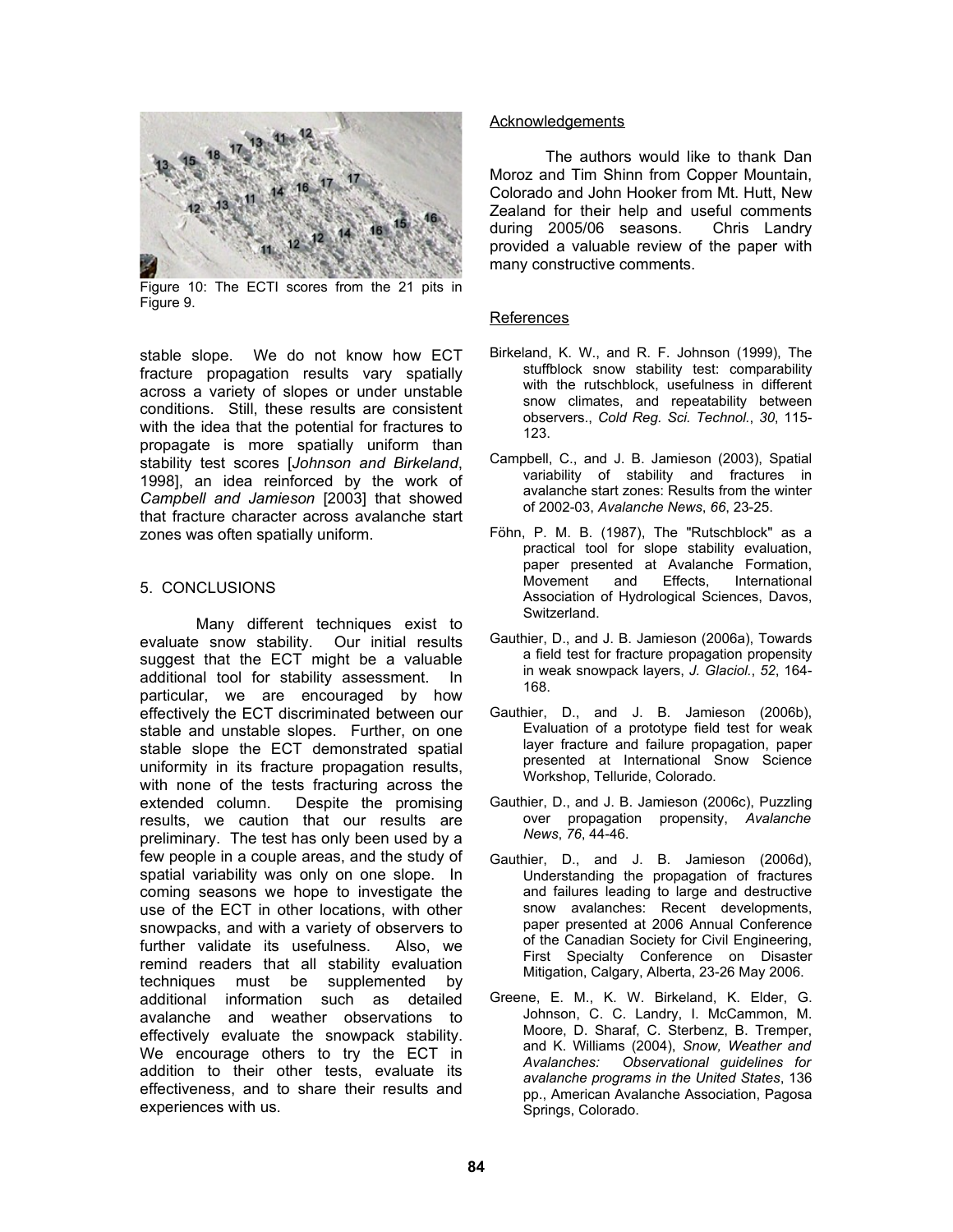Figure 10: The ECTI scores from the 21 pits in Figure 9.

stable slope. We do not know how ECT fracture propagation results vary spatially across a variety of slopes or under unstable conditions. Still, these results are consistent with the idea that the potential for fractures to propagate is more spatially uniform than stability test scores [*Johnson and Birkeland*, 1998], an idea reinforced by the work of *Campbell and Jamieson* [2003] that showed that fracture character across avalanche start zones was often spatially uniform.

## 5. CONCLUSIONS

Many different techniques exist to evaluate snow stability. Our initial results suggest that the ECT might be a valuable additional tool for stability assessment. In particular, we are encouraged by how effectively the ECT discriminated between our stable and unstable slopes. Further, on one stable slope the ECT demonstrated spatial uniformity in its fracture propagation results, with none of the tests fracturing across the extended column. Despite the promising results, we caution that our results are preliminary. The test has only been used by a few people in a couple areas, and the study of spatial variability was only on one slope. In coming seasons we hope to investigate the use of the ECT in other locations, with other snowpacks, and with a variety of observers to further validate its usefulness. Also, we remind readers that all stability evaluation techniques must be supplemented by additional information such as detailed avalanche and weather observations to effectively evaluate the snowpack stability. We encourage others to try the ECT in addition to their other tests, evaluate its effectiveness, and to share their results and experiences with us.

## Acknowledgements

The authors would like to thank Dan Moroz and Tim Shinn from Copper Mountain, Colorado and John Hooker from Mt. Hutt, New Zealand for their help and useful comments during 2005/06 seasons. Chris Landry provided a valuable review of the paper with many constructive comments.

## References

Birkeland, K. W., and R. F. Johnson (1999), The stuffblock snow stability test: comparability with the rutschblock, usefulness in different snow climates, and repeatability between observers., *Cold Reg. Sci. Technol.*, *30*, 115-123.

Campbell, C., and J. B. Jamieson (2003), Spatial variability of stability and fractures in avalanche start zones: Results from the winter of 2002-03, *Avalanche News*, *66*, 23-25.

Föhn, P. M. B. (1987), The "Rutschblock" as a practical tool for slope stability evaluation, paper presented at Avalanche Formation, Movement and Effects, International Association of Hydrological Sciences, Davos, Switzerland.

Gauthier, D., and J. B. Jamieson (2006a), Towards a field test for fracture propagation propensity in weak snowpack layers, *J. Glaciol.*, *52*, 164-168.

Gauthier, D., and J. B. Jamieson (2006b), Evaluation of a prototype field test for weak layer fracture and failure propagation, paper presented at International Snow Science Workshop, Telluride, Colorado.

Gauthier, D., and J. B. Jamieson (2006c), Puzzling over propagation propensity, *Avalanche News*, *76*, 44-46.

Gauthier, D., and J. B. Jamieson (2006d), Understanding the propagation of fractures and failures leading to large and destructive snow avalanches: Recent developments, paper presented at 2006 Annual Conference of the Canadian Society for Civil Engineering, First Specialty Conference on Disaster Mitigation, Calgary, Alberta, 23-26 May 2006.

Greene, E. M., K. W. Birkeland, K. Elder, G. Johnson, C. C. Landry, I. McCammon, M. Moore, D. Sharaf, C. Sterbenz, B. Tremper, and K. Williams (2004), *Snow, Weather and Avalanches: Observational guidelines for avalanche programs in the United States*, 136 pp., American Avalanche Association, Pagosa Springs, Colorado.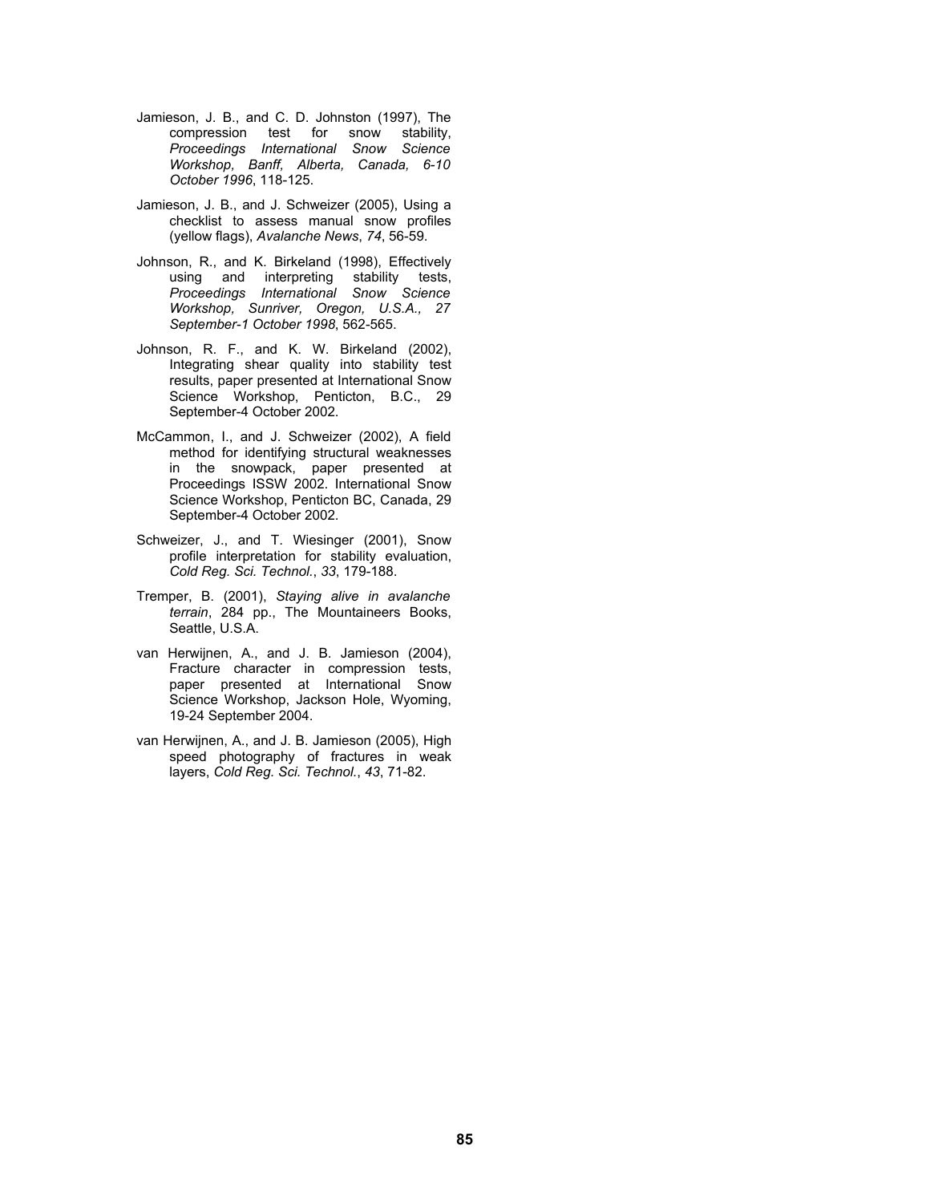Jamieson, J. B., and C. D. Johnston (1997), The compression test for snow stability, *Proceedings International Snow Science Workshop, Banff, Alberta, Canada, 6-10 October 1996*, 118-125.

Jamieson, J. B., and J. Schweizer (2005), Using a checklist to assess manual snow profiles (yellow flags), *Avalanche News*, *74*, 56-59.

Johnson, R., and K. Birkeland (1998), Effectively using and interpreting stability tests, *Proceedings International Snow Science Workshop, Sunriver, Oregon, U.S.A., 27 September-1 October 1998*, 562-565.

Johnson, R. F., and K. W. Birkeland (2002), Integrating shear quality into stability test results, paper presented at International Snow Science Workshop, Penticton, B.C., 29 September-4 October 2002.

McCammon, I., and J. Schweizer (2002), A field method for identifying structural weaknesses in the snowpack, paper presented at Proceedings ISSW 2002. International Snow Science Workshop, Penticton BC, Canada, 29 September-4 October 2002.

Schweizer, J., and T. Wiesinger (2001), Snow profile interpretation for stability evaluation, *Cold Reg. Sci. Technol.*, *33*, 179-188.

Tremper, B. (2001), *Staying alive in avalanche terrain*, 284 pp., The Mountaineers Books, Seattle, U.S.A.

van Herwijnen, A., and J. B. Jamieson (2004), Fracture character in compression tests, paper presented at International Snow Science Workshop, Jackson Hole, Wyoming, 19-24 September 2004.

van Herwijnen, A., and J. B. Jamieson (2005), High speed photography of fractures in weak layers, *Cold Reg. Sci. Technol.*, *43*, 71-82.